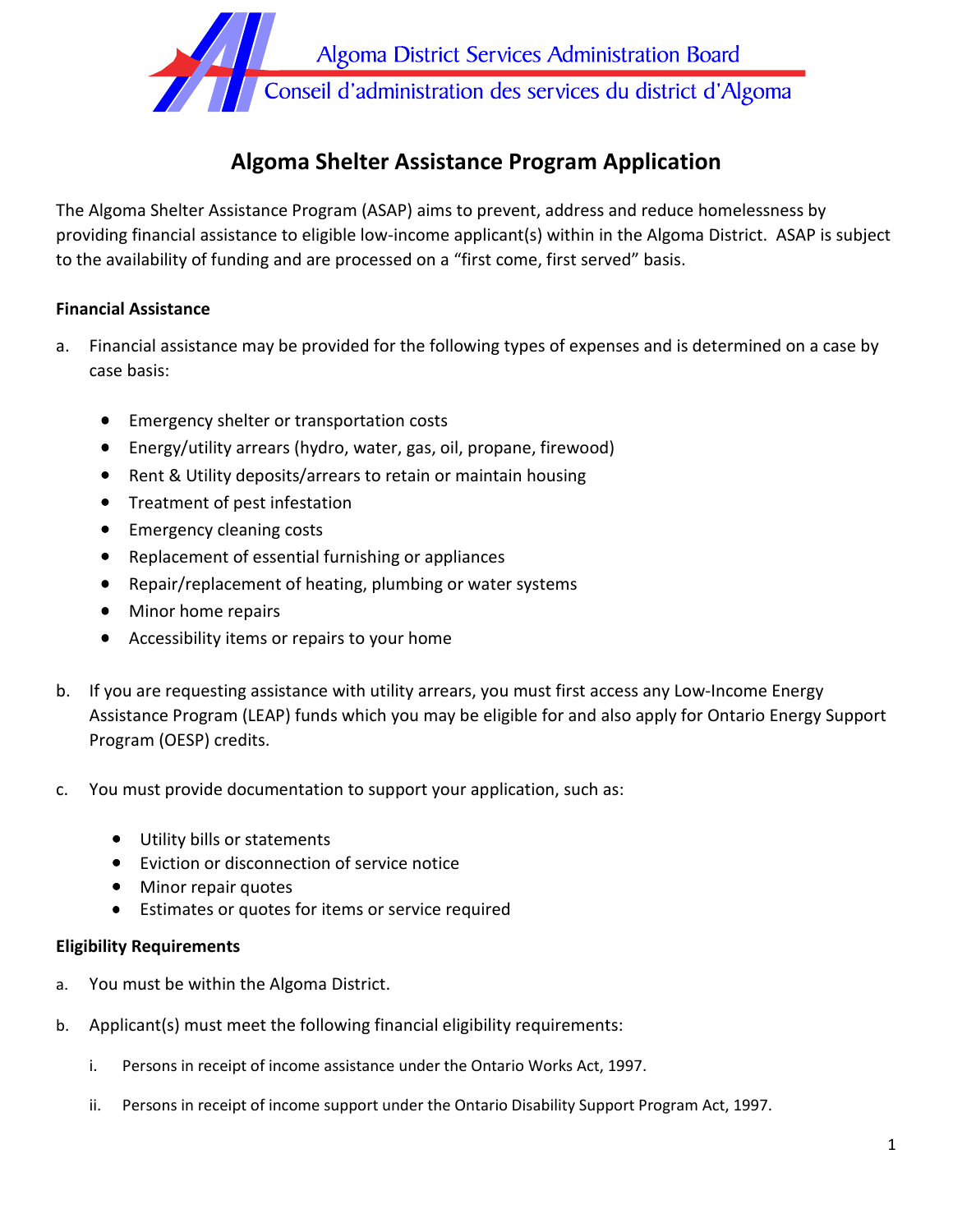Algoma District Services Administration Board

Conseil d'administration des services du district d'Algoma

# Algoma Shelter Assistance Program Application

The Algoma Shelter Assistance Program (ASAP) aims to prevent, address and reduce homelessness by providing financial assistance to eligible low-income applicant(s) within in the Algoma District. ASAP is subject to the availability of funding and are processed on a "first come, first served" basis.

**Financial Assistance**

a. Financial assistance may be provided for the following types of expenses and is determined on a case by case basis:

   - Emergency shelter or transportation costs
   - Energy/utility arrears (hydro, water, gas, oil, propane, firewood)
   - Rent & Utility deposits/arrears to retain or maintain housing
   - Treatment of pest infestation
   - Emergency cleaning costs
   - Replacement of essential furnishing or appliances
   - Repair/replacement of heating, plumbing or water systems
   - Minor home repairs
   - Accessibility items or repairs to your home

b. If you are requesting assistance with utility arrears, you must first access any Low-Income Energy Assistance Program (LEAP) funds which you may be eligible for and also apply for Ontario Energy Support Program (OESP) credits.

c. You must provide documentation to support your application, such as:

   - Utility bills or statements
   - Eviction or disconnection of service notice
   - Minor repair quotes
   - Estimates or quotes for items or service required

**Eligibility Requirements**

a. You must be within the Algoma District.

b. Applicant(s) must meet the following financial eligibility requirements:

   i. Persons in receipt of income assistance under the Ontario Works Act, 1997.

   ii. Persons in receipt of income support under the Ontario Disability Support Program Act, 1997.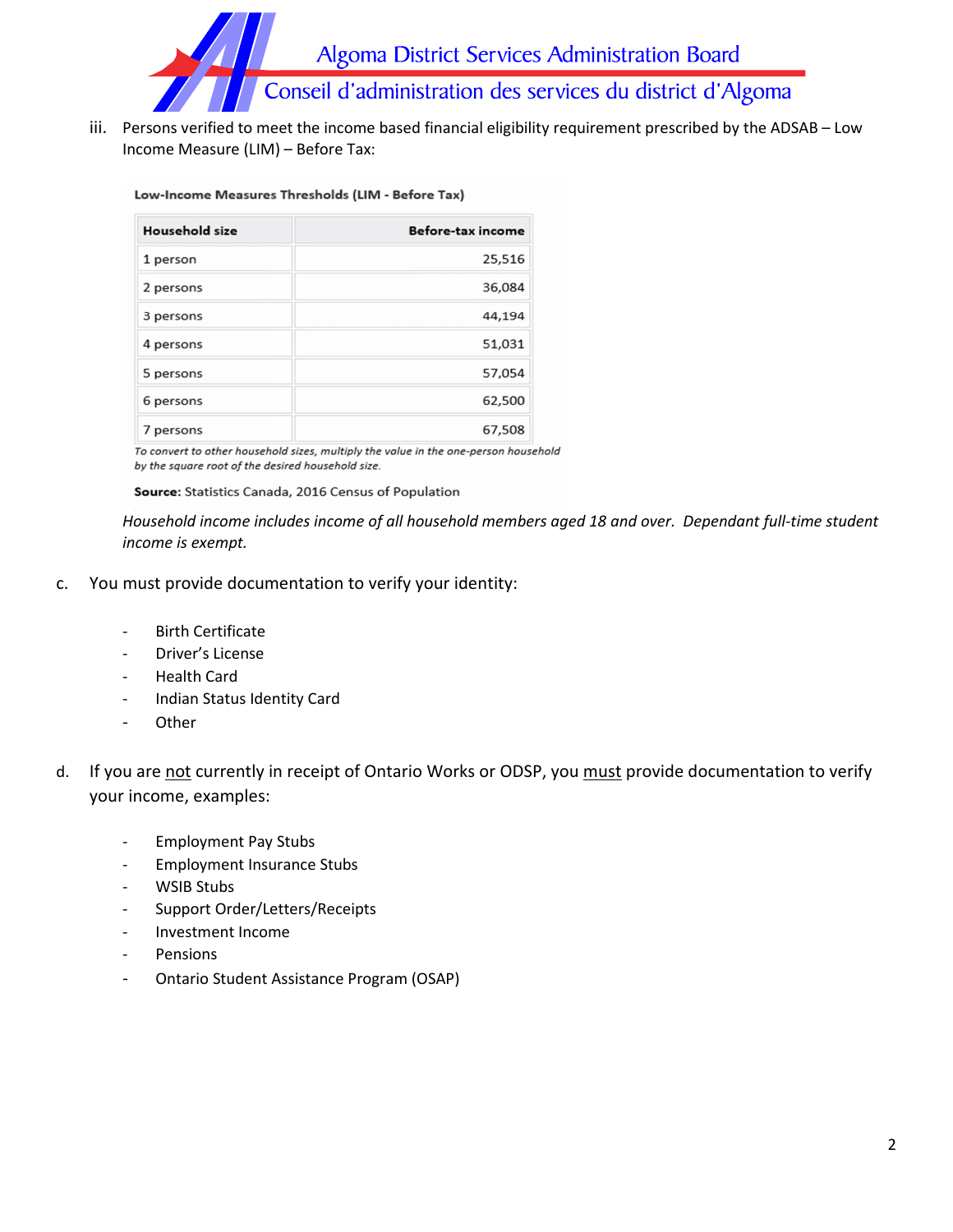iii. Persons verified to meet the income based financial eligibility requirement prescribed by the ADSAB – Low Income Measure (LIM) – Before Tax:

**Low-Income Measures Thresholds (LIM - Before Tax)**

| Household size | Before-tax income |
| --- | ---: |
| 1 person | 25,516 |
| 2 persons | 36,084 |
| 3 persons | 44,194 |
| 4 persons | 51,031 |
| 5 persons | 57,054 |
| 6 persons | 62,500 |
| 7 persons | 67,508 |

*To convert to other household sizes, multiply the value in the one-person household by the square root of the desired household size.*

**Source:** Statistics Canada, 2016 Census of Population

*Household income includes income of all household members aged 18 and over. Dependant full-time student income is exempt.*

c. You must provide documentation to verify your identity:

- Birth Certificate
- Driver's License
- Health Card
- Indian Status Identity Card
- Other

d. If you are not currently in receipt of Ontario Works or ODSP, you must provide documentation to verify your income, examples:

- Employment Pay Stubs
- Employment Insurance Stubs
- WSIB Stubs
- Support Order/Letters/Receipts
- Investment Income
- Pensions
- Ontario Student Assistance Program (OSAP)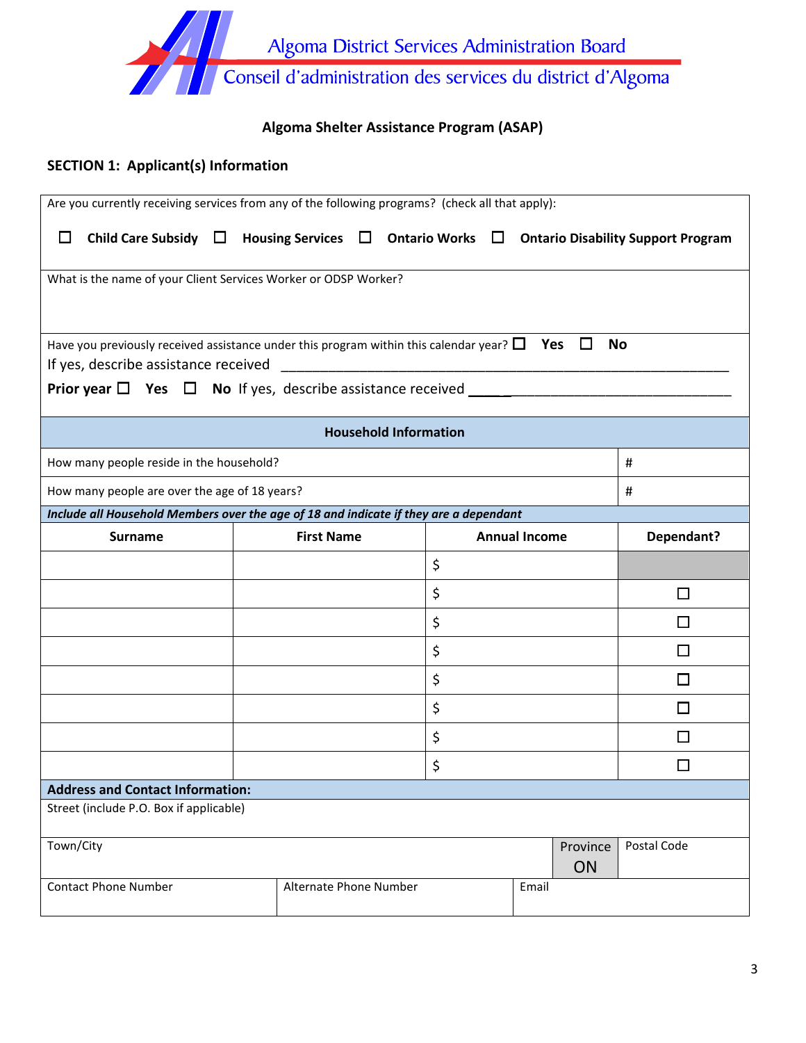Algoma District Services Administration Board

Conseil d'administration des services du district d'Algoma

## Algoma Shelter Assistance Program (ASAP)

### SECTION 1: Applicant(s) Information

Are you currently receiving services from any of the following programs? (check all that apply):

☐ **Child Care Subsidy** ☐ **Housing Services** ☐ **Ontario Works** ☐ **Ontario Disability Support Program**

What is the name of your Client Services Worker or ODSP Worker?

Have you previously received assistance under this program within this calendar year? ☐ **Yes** ☐ **No**

If yes, describe assistance received ______________________________________________

**Prior year** ☐ **Yes** ☐ **No** If yes, describe assistance received ______________________________

**Household Information**

| | |
|---|---|
| How many people reside in the household? | # |
| How many people are over the age of 18 years? | # |

***Include all Household Members over the age of 18 and indicate if they are a dependant***

| Surname | First Name | Annual Income | Dependant? |
|---|---|---|---|
| | | $ | |
| | | $ | ☐ |
| | | $ | ☐ |
| | | $ | ☐ |
| | | $ | ☐ |
| | | $ | ☐ |
| | | $ | ☐ |
| | | $ | ☐ |

**Address and Contact Information:**

| | | | |
|---|---|---|---|
| Street (include P.O. Box if applicable) | | | |
| Town/City | | Province ON | Postal Code |
| Contact Phone Number | Alternate Phone Number | Email | |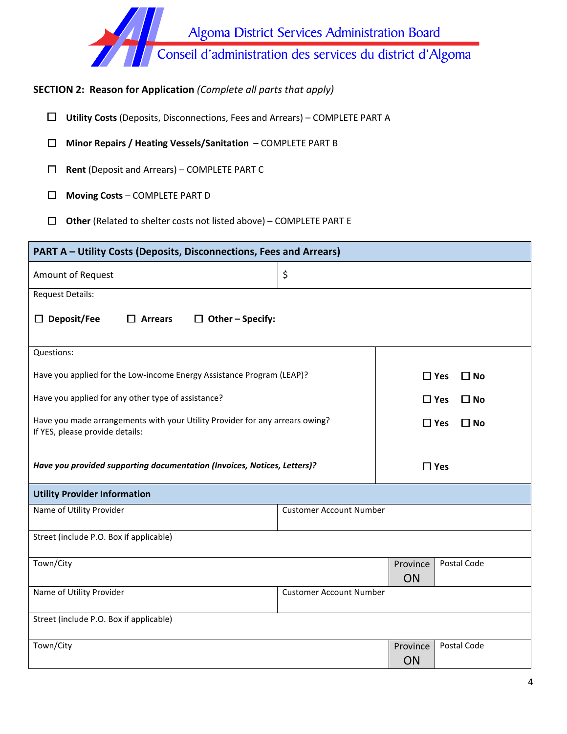Algoma District Services Administration Board

Conseil d'administration des services du district d'Algoma

**SECTION 2: Reason for Application** *(Complete all parts that apply)*

- ☐ **Utility Costs** (Deposits, Disconnections, Fees and Arrears) – COMPLETE PART A
- ☐ **Minor Repairs / Heating Vessels/Sanitation** – COMPLETE PART B
- ☐ **Rent** (Deposit and Arrears) – COMPLETE PART C
- ☐ **Moving Costs** – COMPLETE PART D
- ☐ **Other** (Related to shelter costs not listed above) – COMPLETE PART E

| **PART A – Utility Costs (Deposits, Disconnections, Fees and Arrears)** | |
|---|---|
| Amount of Request | $ |
| Request Details:<br><br>☐ **Deposit/Fee** ☐ **Arrears** ☐ **Other – Specify:** | |
| Questions: | |
| Have you applied for the Low-income Energy Assistance Program (LEAP)? | ☐ **Yes** ☐ **No** |
| Have you applied for any other type of assistance? | ☐ **Yes** ☐ **No** |
| Have you made arrangements with your Utility Provider for any arrears owing?<br>If YES, please provide details: | ☐ **Yes** ☐ **No** |
| ***Have you provided supporting documentation (Invoices, Notices, Letters)?*** | ☐ **Yes** |

| **Utility Provider Information** | | | |
|---|---|---|---|
| Name of Utility Provider | Customer Account Number | | |
| Street (include P.O. Box if applicable) | | | |
| Town/City | | Province<br>ON | Postal Code |
| Name of Utility Provider | Customer Account Number | | |
| Street (include P.O. Box if applicable) | | | |
| Town/City | | Province<br>ON | Postal Code |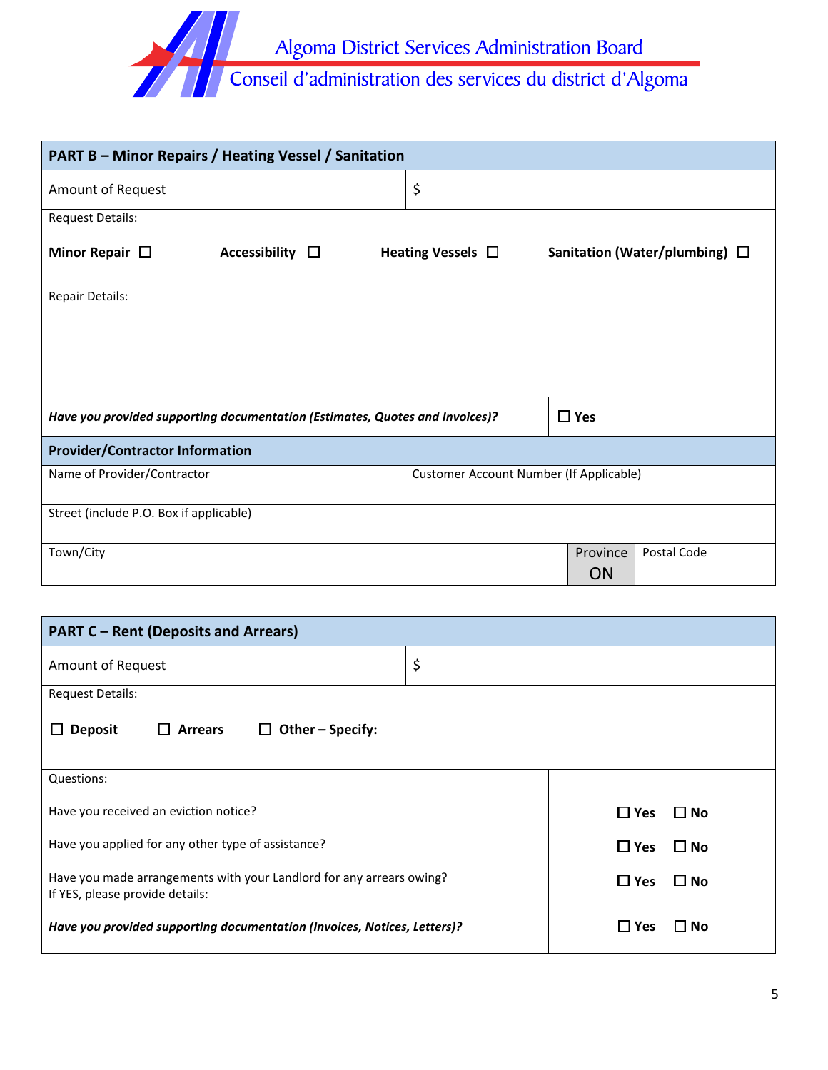Algoma District Services Administration Board
Conseil d'administration des services du district d'Algoma

| **PART B – Minor Repairs / Heating Vessel / Sanitation** | | | |
|---|---|---|---|
| Amount of Request | $ | | |
| Request Details:<br><br>**Minor Repair** ☐ **Accessibility** ☐ **Heating Vessels** ☐ **Sanitation (Water/plumbing)** ☐<br><br>Repair Details: | | | |
| ***Have you provided supporting documentation (Estimates, Quotes and Invoices)?*** | ☐ **Yes** | | |
| **Provider/Contractor Information** | | | |
| Name of Provider/Contractor | Customer Account Number (If Applicable) | | |
| Street (include P.O. Box if applicable) | | | |
| Town/City | | Province<br>ON | Postal Code |

| **PART C – Rent (Deposits and Arrears)** | |
|---|---|
| Amount of Request | $ |
| Request Details:<br><br>☐ **Deposit** ☐ **Arrears** ☐ **Other – Specify:** | |
| Questions: | |
| Have you received an eviction notice? | ☐ **Yes** ☐ **No** |
| Have you applied for any other type of assistance? | ☐ **Yes** ☐ **No** |
| Have you made arrangements with your Landlord for any arrears owing?<br>If YES, please provide details: | ☐ **Yes** ☐ **No** |
| ***Have you provided supporting documentation (Invoices, Notices, Letters)?*** | ☐ **Yes** ☐ **No** |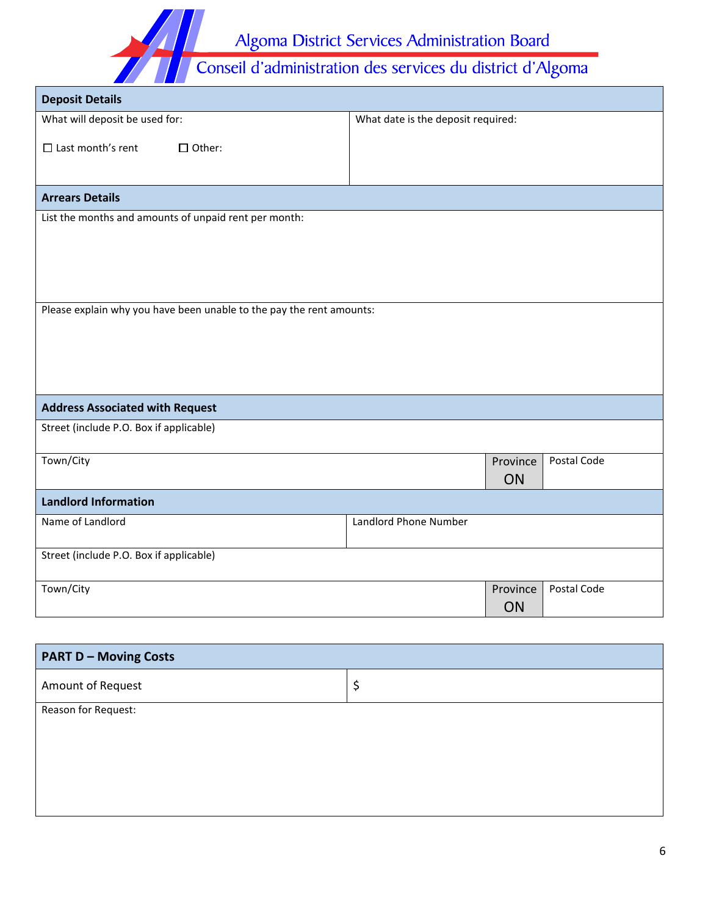Algoma District Services Administration Board

Conseil d'administration des services du district d'Algoma

| Deposit Details | |
|---|---|
| What will deposit be used for:<br><br>☐ Last month's rent ☐ Other: | What date is the deposit required: |

| Arrears Details |
|---|
| List the months and amounts of unpaid rent per month: |
| Please explain why you have been unable to the pay the rent amounts: |

| Address Associated with Request | | |
|---|---|---|
| Street (include P.O. Box if applicable) | | |
| Town/City | Province<br>ON | Postal Code |

| Landlord Information | |
|---|---|
| Name of Landlord | Landlord Phone Number |
| Street (include P.O. Box if applicable) | |

| Town/City | Province | Postal Code |
|---|---|---|
| | ON | |

| PART D – Moving Costs | |
|---|---|
| Amount of Request | $ |
| Reason for Request: | |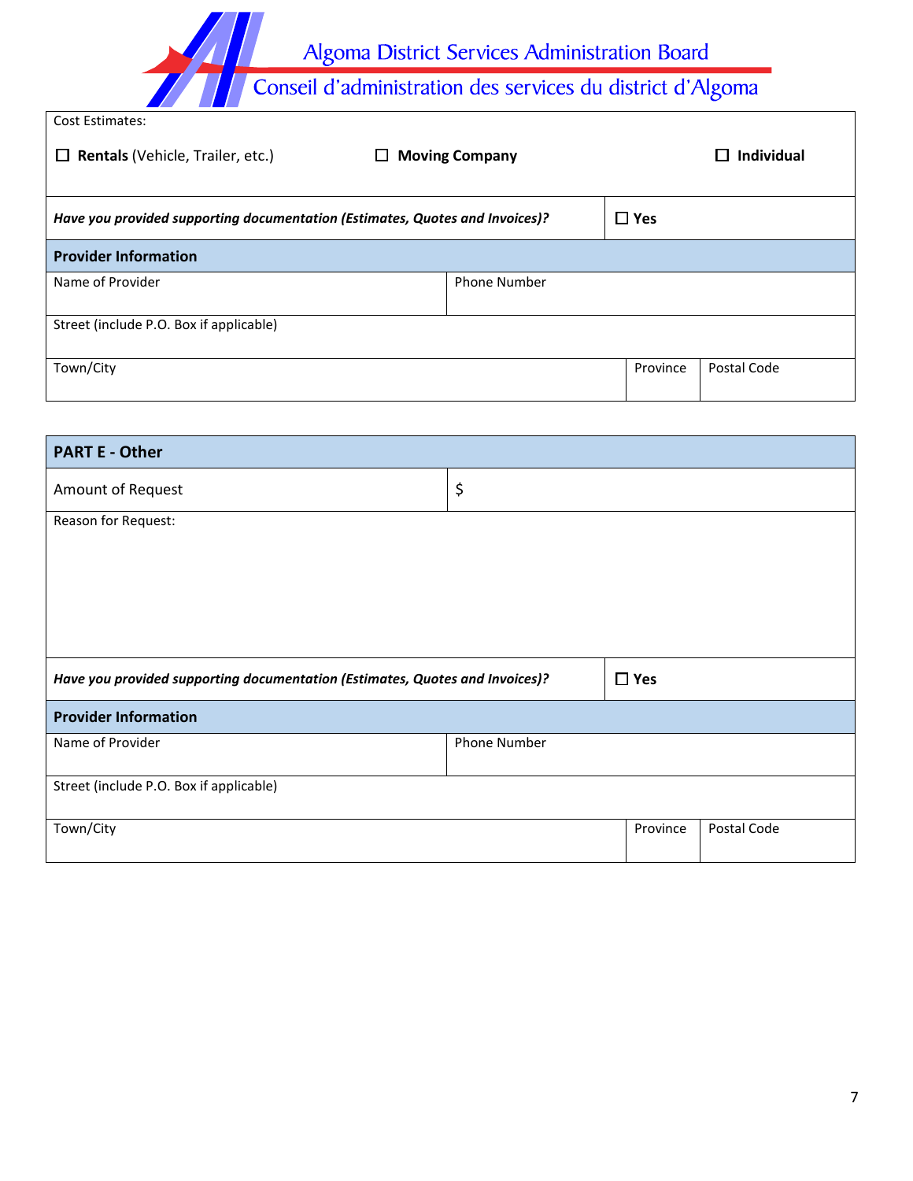Algoma District Services Administration Board

Conseil d'administration des services du district d'Algoma

Cost Estimates:

☐ **Rentals** (Vehicle, Trailer, etc.) ☐ **Moving Company** ☐ **Individual**

| ***Have you provided supporting documentation (Estimates, Quotes and Invoices)?*** | ☐ **Yes** |
|---|---|

**Provider Information**

| Name of Provider | Phone Number | |
|---|---|---|
| Street (include P.O. Box if applicable) | | |
| Town/City | Province | Postal Code |

## PART E - Other

| Amount of Request | $ |
|---|---|

Reason for Request:

| ***Have you provided supporting documentation (Estimates, Quotes and Invoices)?*** | ☐ **Yes** |
|---|---|

**Provider Information**

| Name of Provider | Phone Number | |
|---|---|---|
| Street (include P.O. Box if applicable) | | |
| Town/City | Province | Postal Code |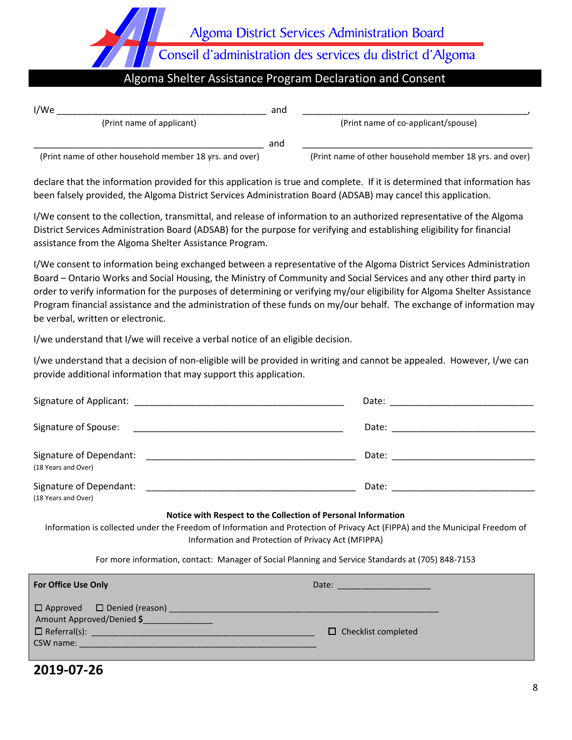Algoma District Services Administration Board

Conseil d'administration des services du district d'Algoma

## Algoma Shelter Assistance Program Declaration and Consent

I/We __________________________________________ and ____________________________________________,

(Print name of applicant) (Print name of co-applicant/spouse)

______________________________________________ and ______________________________________________

(Print name of other household member 18 yrs. and over) (Print name of other household member 18 yrs. and over)

declare that the information provided for this application is true and complete. If it is determined that information has been falsely provided, the Algoma District Services Administration Board (ADSAB) may cancel this application.

I/We consent to the collection, transmittal, and release of information to an authorized representative of the Algoma District Services Administration Board (ADSAB) for the purpose for verifying and establishing eligibility for financial assistance from the Algoma Shelter Assistance Program.

I/We consent to information being exchanged between a representative of the Algoma District Services Administration Board – Ontario Works and Social Housing, the Ministry of Community and Social Services and any other third party in order to verify information for the purposes of determining or verifying my/our eligibility for Algoma Shelter Assistance Program financial assistance and the administration of these funds on my/our behalf. The exchange of information may be verbal, written or electronic.

I/we understand that I/we will receive a verbal notice of an eligible decision.

I/we understand that a decision of non-eligible will be provided in writing and cannot be appealed. However, I/we can provide additional information that may support this application.

Signature of Applicant: ________________________________________ Date: ___________________________

Signature of Spouse: ________________________________________ Date: ___________________________

Signature of Dependant: ________________________________________ Date: ___________________________
(18 Years and Over)

Signature of Dependant: ________________________________________ Date: ___________________________
(18 Years and Over)

**Notice with Respect to the Collection of Personal Information**

Information is collected under the Freedom of Information and Protection of Privacy Act (FIPPA) and the Municipal Freedom of Information and Protection of Privacy Act (MFIPPA)

For more information, contact: Manager of Social Planning and Service Standards at (705) 848-7153

**For Office Use Only** Date: ___________________

☐ Approved ☐ Denied (reason) ____________________________________________________

Amount Approved/Denied **$**______________

☐ Referral(s): ____________________________________________ ☐ Checklist completed

CSW name: ______________________________________________

**2019-07-26**